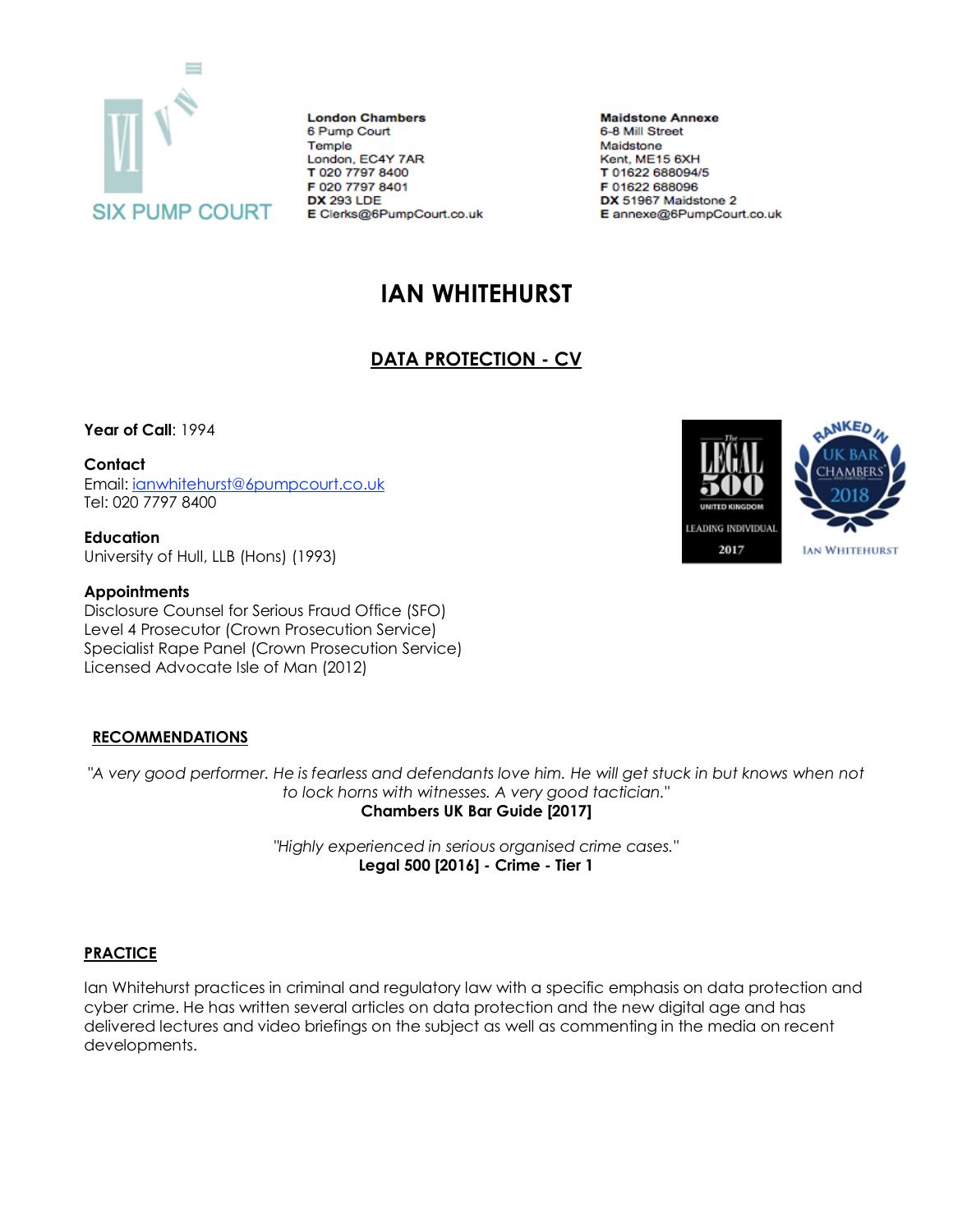SIX PUMP COURT

**London Chambers**
6 Pump Court
Temple
London, EC4Y 7AR
**T** 020 7797 8400
**F** 020 7797 8401
**DX** 293 LDE
**E** Clerks@6PumpCourt.co.uk

**Maidstone Annexe**
6-8 Mill Street
Maidstone
Kent, ME15 6XH
**T** 01622 688094/5
**F** 01622 688096
**DX** 51967 Maidstone 2
**E** annexe@6PumpCourt.co.uk

# IAN WHITEHURST

## DATA PROTECTION - CV

**Year of Call**: 1994

**Contact**
Email: ianwhitehurst@6pumpcourt.co.uk
Tel: 020 7797 8400

**Education**
University of Hull, LLB (Hons) (1993)

**Appointments**
Disclosure Counsel for Serious Fraud Office (SFO)
Level 4 Prosecutor (Crown Prosecution Service)
Specialist Rape Panel (Crown Prosecution Service)
Licensed Advocate Isle of Man (2012)

The Legal 500 United Kingdom Leading Individual 2017

Ranked in UK Bar Chambers and Partners 2018 Ian Whitehurst

### RECOMMENDATIONS

*"A very good performer. He is fearless and defendants love him. He will get stuck in but knows when not to lock horns with witnesses. A very good tactician."*
**Chambers UK Bar Guide [2017]**

*"Highly experienced in serious organised crime cases."*
**Legal 500 [2016] - Crime - Tier 1**

### PRACTICE

Ian Whitehurst practices in criminal and regulatory law with a specific emphasis on data protection and cyber crime. He has written several articles on data protection and the new digital age and has delivered lectures and video briefings on the subject as well as commenting in the media on recent developments.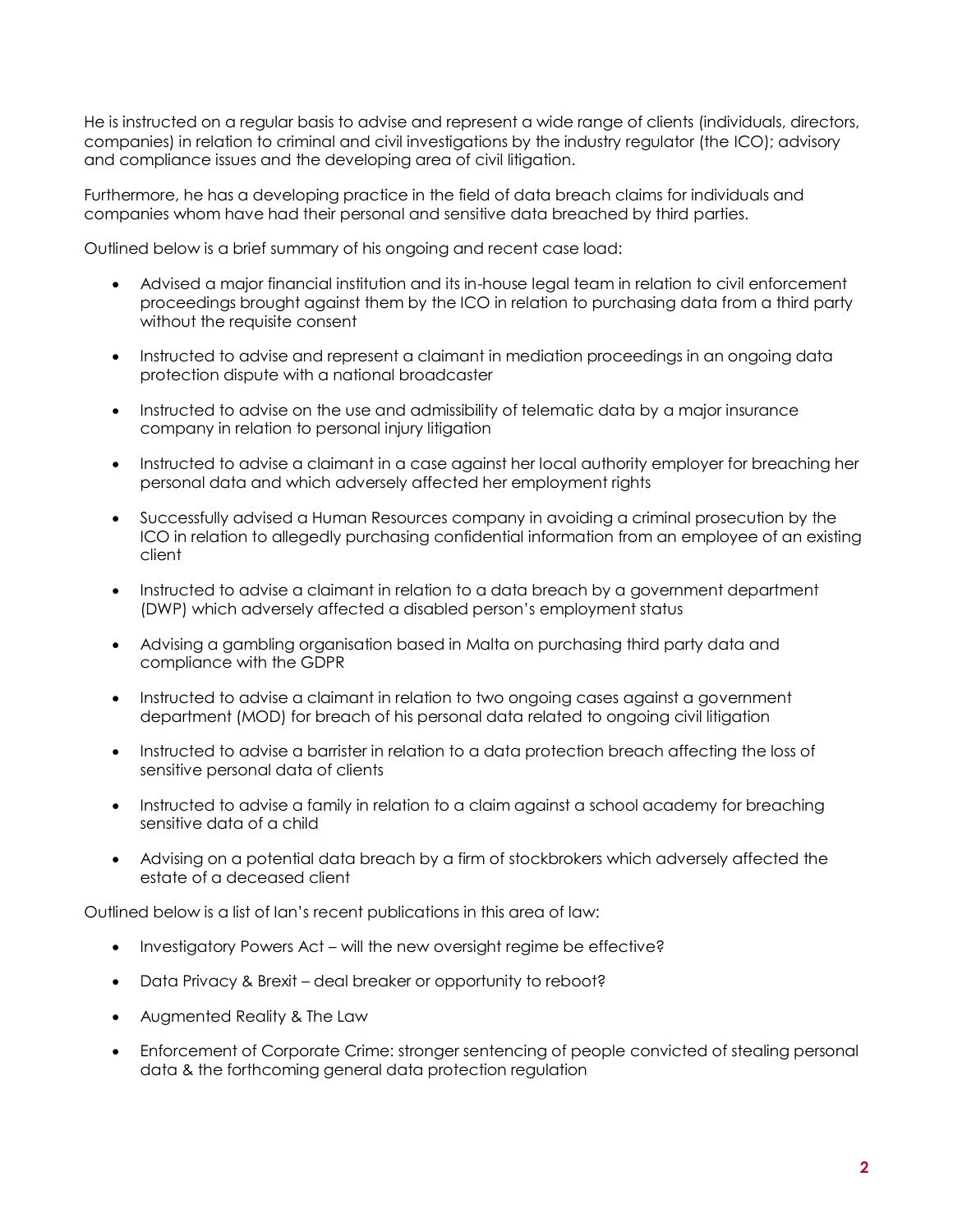He is instructed on a regular basis to advise and represent a wide range of clients (individuals, directors, companies) in relation to criminal and civil investigations by the industry regulator (the ICO); advisory and compliance issues and the developing area of civil litigation.

Furthermore, he has a developing practice in the field of data breach claims for individuals and companies whom have had their personal and sensitive data breached by third parties.

Outlined below is a brief summary of his ongoing and recent case load:

- Advised a major financial institution and its in-house legal team in relation to civil enforcement proceedings brought against them by the ICO in relation to purchasing data from a third party without the requisite consent
- Instructed to advise and represent a claimant in mediation proceedings in an ongoing data protection dispute with a national broadcaster
- Instructed to advise on the use and admissibility of telematic data by a major insurance company in relation to personal injury litigation
- Instructed to advise a claimant in a case against her local authority employer for breaching her personal data and which adversely affected her employment rights
- Successfully advised a Human Resources company in avoiding a criminal prosecution by the ICO in relation to allegedly purchasing confidential information from an employee of an existing client
- Instructed to advise a claimant in relation to a data breach by a government department (DWP) which adversely affected a disabled person's employment status
- Advising a gambling organisation based in Malta on purchasing third party data and compliance with the GDPR
- Instructed to advise a claimant in relation to two ongoing cases against a government department (MOD) for breach of his personal data related to ongoing civil litigation
- Instructed to advise a barrister in relation to a data protection breach affecting the loss of sensitive personal data of clients
- Instructed to advise a family in relation to a claim against a school academy for breaching sensitive data of a child
- Advising on a potential data breach by a firm of stockbrokers which adversely affected the estate of a deceased client

Outlined below is a list of Ian's recent publications in this area of law:

- Investigatory Powers Act – will the new oversight regime be effective?
- Data Privacy & Brexit – deal breaker or opportunity to reboot?
- Augmented Reality & The Law
- Enforcement of Corporate Crime: stronger sentencing of people convicted of stealing personal data & the forthcoming general data protection regulation